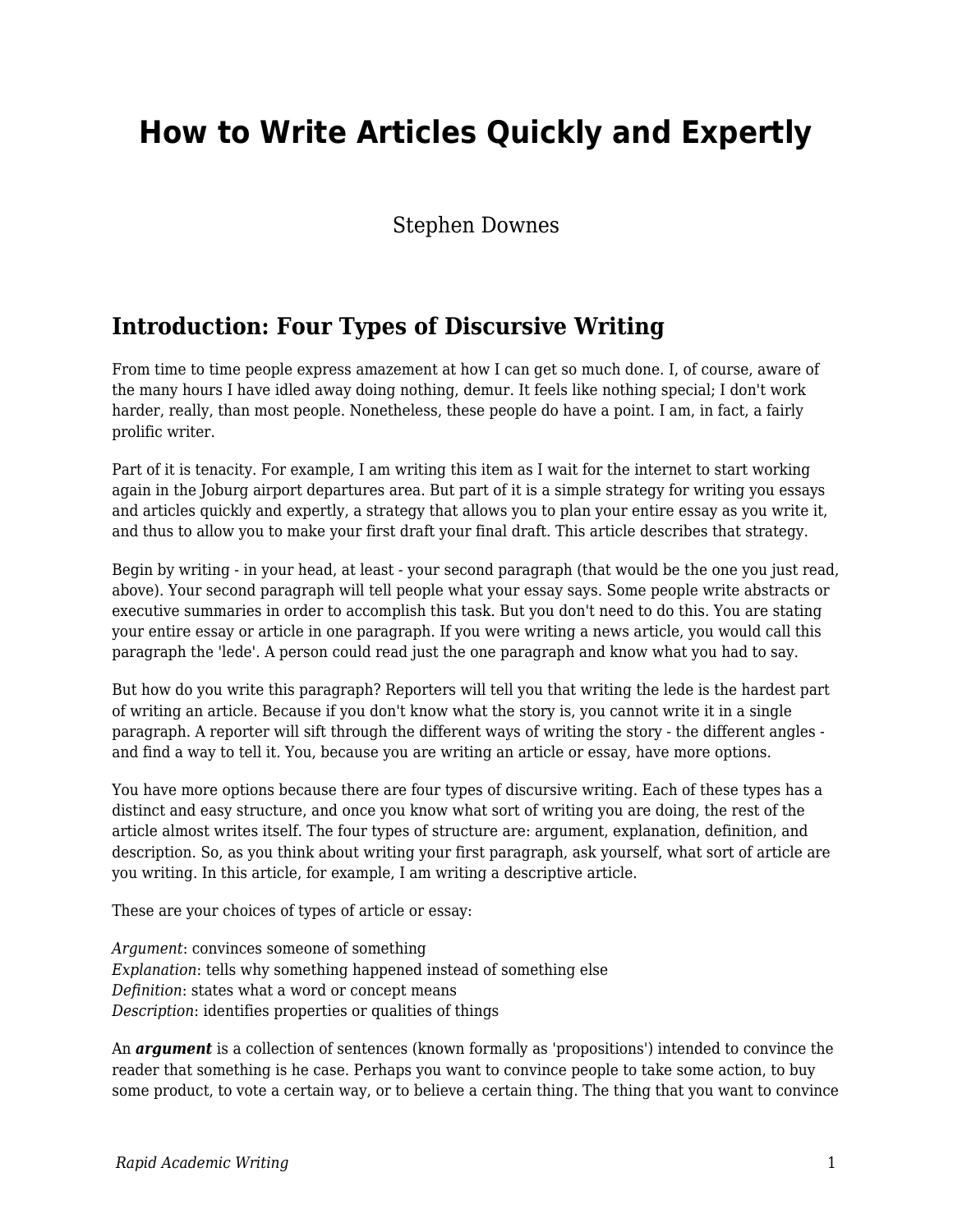# How to Write Articles Quickly and Expertly

Stephen Downes

## Introduction: Four Types of Discursive Writing

From time to time people express amazement at how I can get so much done. I, of course, aware of the many hours I have idled away doing nothing, demur. It feels like nothing special; I don't work harder, really, than most people. Nonetheless, these people do have a point. I am, in fact, a fairly prolific writer.

Part of it is tenacity. For example, I am writing this item as I wait for the internet to start working again in the Joburg airport departures area. But part of it is a simple strategy for writing you essays and articles quickly and expertly, a strategy that allows you to plan your entire essay as you write it, and thus to allow you to make your first draft your final draft. This article describes that strategy.

Begin by writing - in your head, at least - your second paragraph (that would be the one you just read, above). Your second paragraph will tell people what your essay says. Some people write abstracts or executive summaries in order to accomplish this task. But you don't need to do this. You are stating your entire essay or article in one paragraph. If you were writing a news article, you would call this paragraph the 'lede'. A person could read just the one paragraph and know what you had to say.

But how do you write this paragraph? Reporters will tell you that writing the lede is the hardest part of writing an article. Because if you don't know what the story is, you cannot write it in a single paragraph. A reporter will sift through the different ways of writing the story - the different angles - and find a way to tell it. You, because you are writing an article or essay, have more options.

You have more options because there are four types of discursive writing. Each of these types has a distinct and easy structure, and once you know what sort of writing you are doing, the rest of the article almost writes itself. The four types of structure are: argument, explanation, definition, and description. So, as you think about writing your first paragraph, ask yourself, what sort of article are you writing. In this article, for example, I am writing a descriptive article.

These are your choices of types of article or essay:

*Argument*: convinces someone of something  
*Explanation*: tells why something happened instead of something else  
*Definition*: states what a word or concept means  
*Description*: identifies properties or qualities of things

An ***argument*** is a collection of sentences (known formally as 'propositions') intended to convince the reader that something is he case. Perhaps you want to convince people to take some action, to buy some product, to vote a certain way, or to believe a certain thing. The thing that you want to convince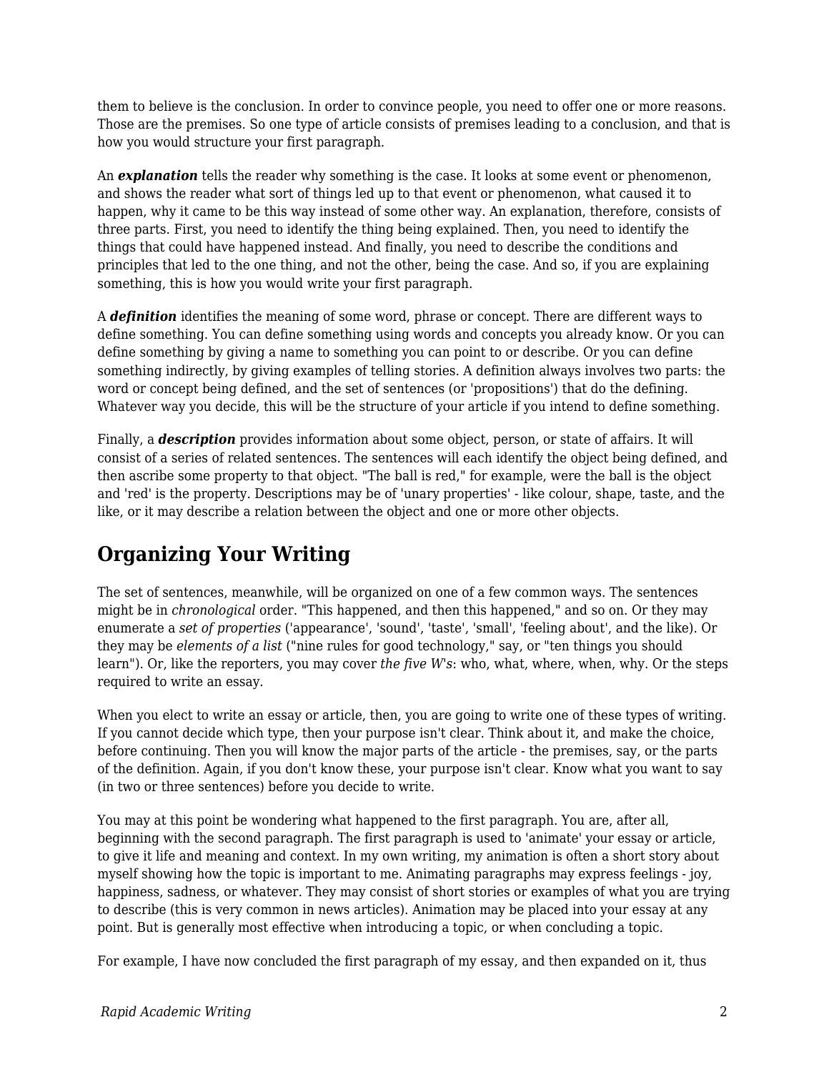them to believe is the conclusion. In order to convince people, you need to offer one or more reasons. Those are the premises. So one type of article consists of premises leading to a conclusion, and that is how you would structure your first paragraph.

An ***explanation*** tells the reader why something is the case. It looks at some event or phenomenon, and shows the reader what sort of things led up to that event or phenomenon, what caused it to happen, why it came to be this way instead of some other way. An explanation, therefore, consists of three parts. First, you need to identify the thing being explained. Then, you need to identify the things that could have happened instead. And finally, you need to describe the conditions and principles that led to the one thing, and not the other, being the case. And so, if you are explaining something, this is how you would write your first paragraph.

A ***definition*** identifies the meaning of some word, phrase or concept. There are different ways to define something. You can define something using words and concepts you already know. Or you can define something by giving a name to something you can point to or describe. Or you can define something indirectly, by giving examples of telling stories. A definition always involves two parts: the word or concept being defined, and the set of sentences (or 'propositions') that do the defining. Whatever way you decide, this will be the structure of your article if you intend to define something.

Finally, a ***description*** provides information about some object, person, or state of affairs. It will consist of a series of related sentences. The sentences will each identify the object being defined, and then ascribe some property to that object. "The ball is red," for example, were the ball is the object and 'red' is the property. Descriptions may be of 'unary properties' - like colour, shape, taste, and the like, or it may describe a relation between the object and one or more other objects.

## Organizing Your Writing

The set of sentences, meanwhile, will be organized on one of a few common ways. The sentences might be in *chronological* order. "This happened, and then this happened," and so on. Or they may enumerate a *set of properties* ('appearance', 'sound', 'taste', 'small', 'feeling about', and the like). Or they may be *elements of a list* ("nine rules for good technology," say, or "ten things you should learn"). Or, like the reporters, you may cover *the five W's*: who, what, where, when, why. Or the steps required to write an essay.

When you elect to write an essay or article, then, you are going to write one of these types of writing. If you cannot decide which type, then your purpose isn't clear. Think about it, and make the choice, before continuing. Then you will know the major parts of the article - the premises, say, or the parts of the definition. Again, if you don't know these, your purpose isn't clear. Know what you want to say (in two or three sentences) before you decide to write.

You may at this point be wondering what happened to the first paragraph. You are, after all, beginning with the second paragraph. The first paragraph is used to 'animate' your essay or article, to give it life and meaning and context. In my own writing, my animation is often a short story about myself showing how the topic is important to me. Animating paragraphs may express feelings - joy, happiness, sadness, or whatever. They may consist of short stories or examples of what you are trying to describe (this is very common in news articles). Animation may be placed into your essay at any point. But is generally most effective when introducing a topic, or when concluding a topic.

For example, I have now concluded the first paragraph of my essay, and then expanded on it, thus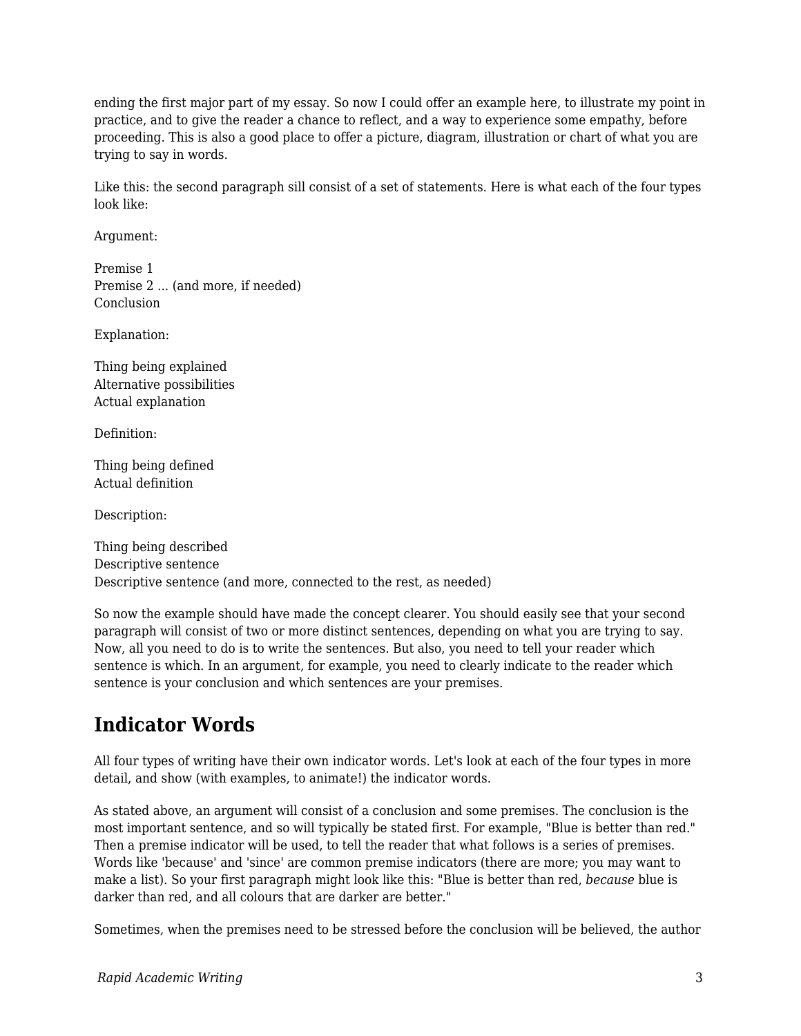ending the first major part of my essay. So now I could offer an example here, to illustrate my point in practice, and to give the reader a chance to reflect, and a way to experience some empathy, before proceeding. This is also a good place to offer a picture, diagram, illustration or chart of what you are trying to say in words.

Like this: the second paragraph sill consist of a set of statements. Here is what each of the four types look like:

Argument:

Premise 1
Premise 2 ... (and more, if needed)
Conclusion

Explanation:

Thing being explained
Alternative possibilities
Actual explanation

Definition:

Thing being defined
Actual definition

Description:

Thing being described
Descriptive sentence
Descriptive sentence (and more, connected to the rest, as needed)

So now the example should have made the concept clearer. You should easily see that your second paragraph will consist of two or more distinct sentences, depending on what you are trying to say. Now, all you need to do is to write the sentences. But also, you need to tell your reader which sentence is which. In an argument, for example, you need to clearly indicate to the reader which sentence is your conclusion and which sentences are your premises.

## Indicator Words

All four types of writing have their own indicator words. Let's look at each of the four types in more detail, and show (with examples, to animate!) the indicator words.

As stated above, an argument will consist of a conclusion and some premises. The conclusion is the most important sentence, and so will typically be stated first. For example, "Blue is better than red." Then a premise indicator will be used, to tell the reader that what follows is a series of premises. Words like 'because' and 'since' are common premise indicators (there are more; you may want to make a list). So your first paragraph might look like this: "Blue is better than red, *because* blue is darker than red, and all colours that are darker are better."

Sometimes, when the premises need to be stressed before the conclusion will be believed, the author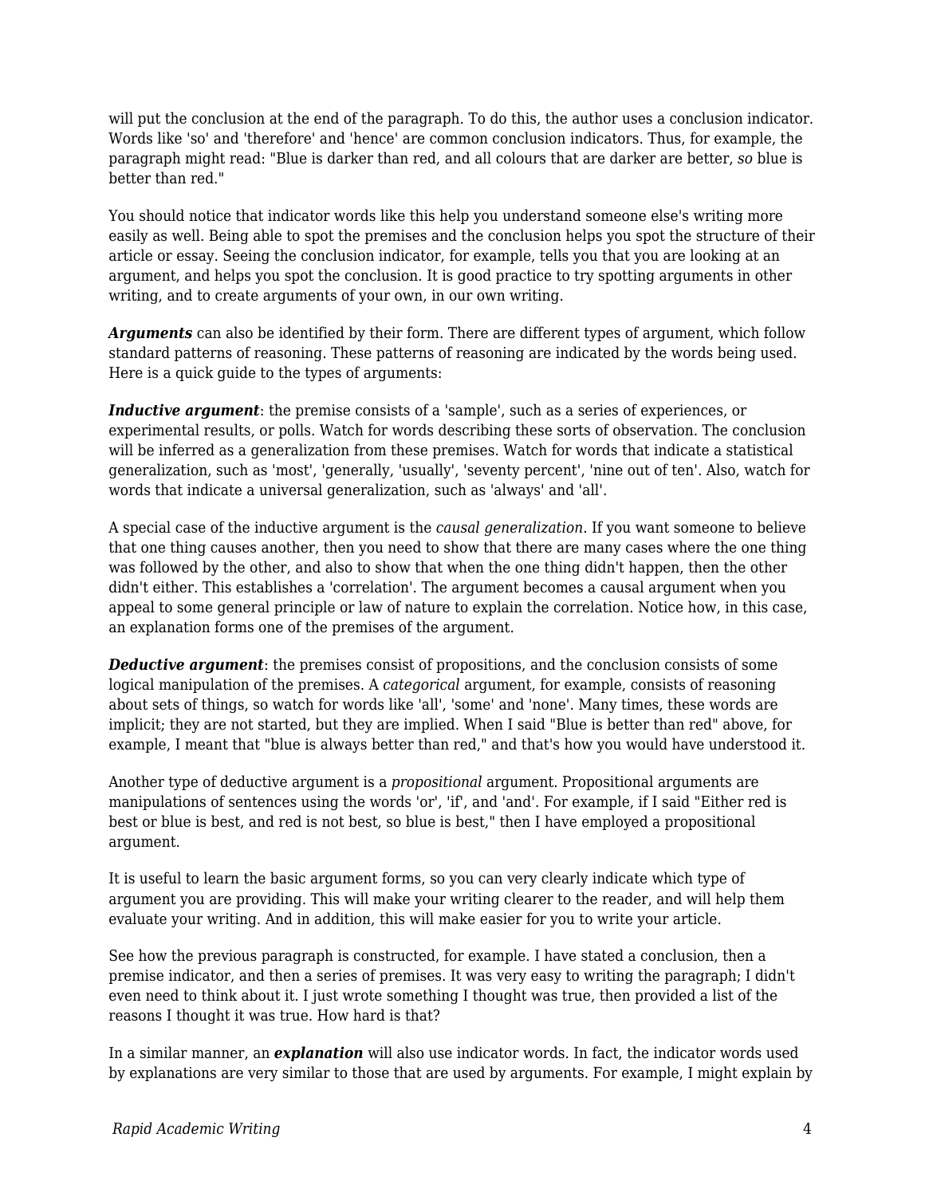will put the conclusion at the end of the paragraph. To do this, the author uses a conclusion indicator. Words like 'so' and 'therefore' and 'hence' are common conclusion indicators. Thus, for example, the paragraph might read: "Blue is darker than red, and all colours that are darker are better, *so* blue is better than red."

You should notice that indicator words like this help you understand someone else's writing more easily as well. Being able to spot the premises and the conclusion helps you spot the structure of their article or essay. Seeing the conclusion indicator, for example, tells you that you are looking at an argument, and helps you spot the conclusion. It is good practice to try spotting arguments in other writing, and to create arguments of your own, in our own writing.

***Arguments*** can also be identified by their form. There are different types of argument, which follow standard patterns of reasoning. These patterns of reasoning are indicated by the words being used. Here is a quick guide to the types of arguments:

***Inductive argument***: the premise consists of a 'sample', such as a series of experiences, or experimental results, or polls. Watch for words describing these sorts of observation. The conclusion will be inferred as a generalization from these premises. Watch for words that indicate a statistical generalization, such as 'most', 'generally, 'usually', 'seventy percent', 'nine out of ten'. Also, watch for words that indicate a universal generalization, such as 'always' and 'all'.

A special case of the inductive argument is the *causal generalization*. If you want someone to believe that one thing causes another, then you need to show that there are many cases where the one thing was followed by the other, and also to show that when the one thing didn't happen, then the other didn't either. This establishes a 'correlation'. The argument becomes a causal argument when you appeal to some general principle or law of nature to explain the correlation. Notice how, in this case, an explanation forms one of the premises of the argument.

***Deductive argument***: the premises consist of propositions, and the conclusion consists of some logical manipulation of the premises. A *categorical* argument, for example, consists of reasoning about sets of things, so watch for words like 'all', 'some' and 'none'. Many times, these words are implicit; they are not started, but they are implied. When I said "Blue is better than red" above, for example, I meant that "blue is always better than red," and that's how you would have understood it.

Another type of deductive argument is a *propositional* argument. Propositional arguments are manipulations of sentences using the words 'or', 'if', and 'and'. For example, if I said "Either red is best or blue is best, and red is not best, so blue is best," then I have employed a propositional argument.

It is useful to learn the basic argument forms, so you can very clearly indicate which type of argument you are providing. This will make your writing clearer to the reader, and will help them evaluate your writing. And in addition, this will make easier for you to write your article.

See how the previous paragraph is constructed, for example. I have stated a conclusion, then a premise indicator, and then a series of premises. It was very easy to writing the paragraph; I didn't even need to think about it. I just wrote something I thought was true, then provided a list of the reasons I thought it was true. How hard is that?

In a similar manner, an ***explanation*** will also use indicator words. In fact, the indicator words used by explanations are very similar to those that are used by arguments. For example, I might explain by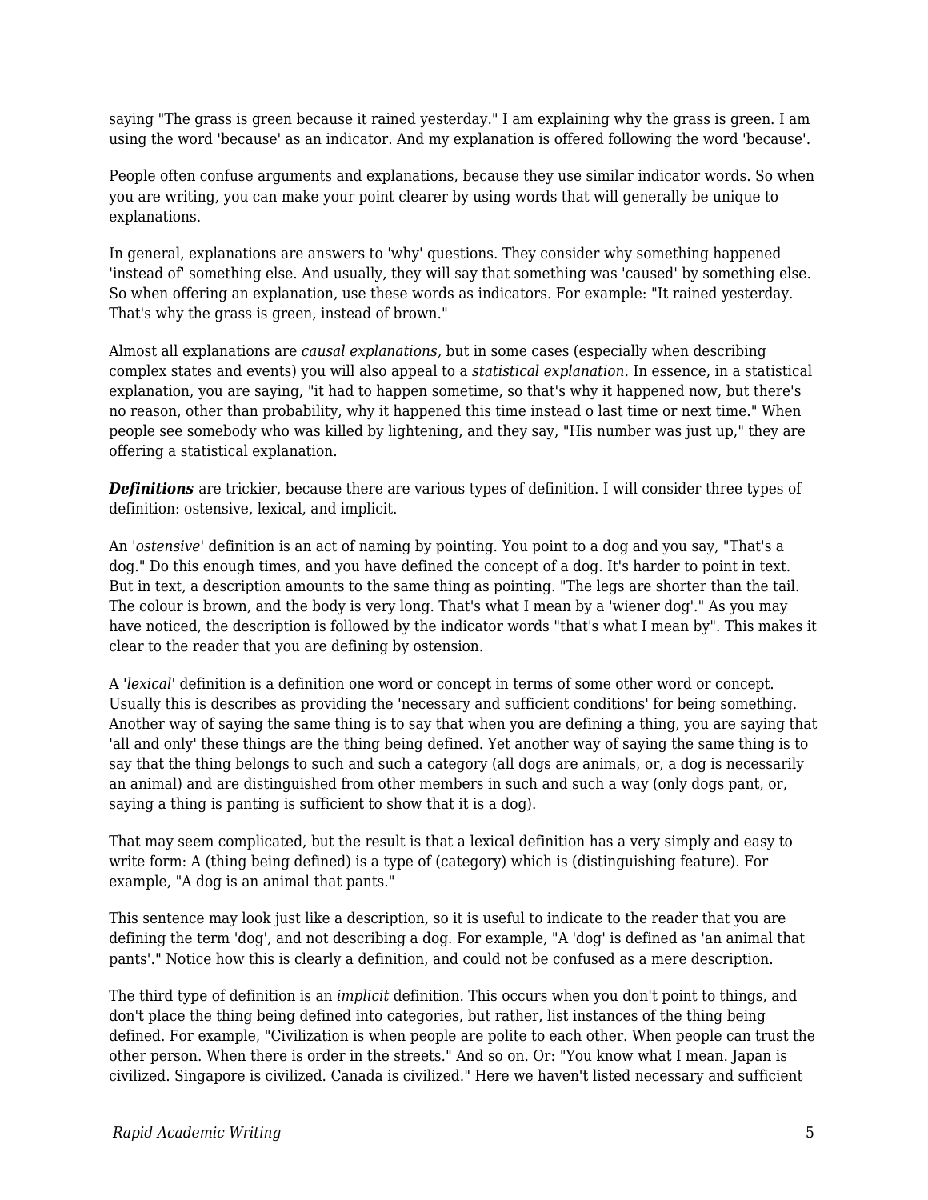saying "The grass is green because it rained yesterday." I am explaining why the grass is green. I am using the word 'because' as an indicator. And my explanation is offered following the word 'because'.

People often confuse arguments and explanations, because they use similar indicator words. So when you are writing, you can make your point clearer by using words that will generally be unique to explanations.

In general, explanations are answers to 'why' questions. They consider why something happened 'instead of' something else. And usually, they will say that something was 'caused' by something else. So when offering an explanation, use these words as indicators. For example: "It rained yesterday. That's why the grass is green, instead of brown."

Almost all explanations are *causal explanations,* but in some cases (especially when describing complex states and events) you will also appeal to a *statistical explanation*. In essence, in a statistical explanation, you are saying, "it had to happen sometime, so that's why it happened now, but there's no reason, other than probability, why it happened this time instead o last time or next time." When people see somebody who was killed by lightening, and they say, "His number was just up," they are offering a statistical explanation.

***Definitions*** are trickier, because there are various types of definition. I will consider three types of definition: ostensive, lexical, and implicit.

An '*ostensive*' definition is an act of naming by pointing. You point to a dog and you say, "That's a dog." Do this enough times, and you have defined the concept of a dog. It's harder to point in text. But in text, a description amounts to the same thing as pointing. "The legs are shorter than the tail. The colour is brown, and the body is very long. That's what I mean by a 'wiener dog'." As you may have noticed, the description is followed by the indicator words "that's what I mean by". This makes it clear to the reader that you are defining by ostension.

A '*lexical*' definition is a definition one word or concept in terms of some other word or concept. Usually this is describes as providing the 'necessary and sufficient conditions' for being something. Another way of saying the same thing is to say that when you are defining a thing, you are saying that 'all and only' these things are the thing being defined. Yet another way of saying the same thing is to say that the thing belongs to such and such a category (all dogs are animals, or, a dog is necessarily an animal) and are distinguished from other members in such and such a way (only dogs pant, or, saying a thing is panting is sufficient to show that it is a dog).

That may seem complicated, but the result is that a lexical definition has a very simply and easy to write form: A (thing being defined) is a type of (category) which is (distinguishing feature). For example, "A dog is an animal that pants."

This sentence may look just like a description, so it is useful to indicate to the reader that you are defining the term 'dog', and not describing a dog. For example, "A 'dog' is defined as 'an animal that pants'." Notice how this is clearly a definition, and could not be confused as a mere description.

The third type of definition is an *implicit* definition. This occurs when you don't point to things, and don't place the thing being defined into categories, but rather, list instances of the thing being defined. For example, "Civilization is when people are polite to each other. When people can trust the other person. When there is order in the streets." And so on. Or: "You know what I mean. Japan is civilized. Singapore is civilized. Canada is civilized." Here we haven't listed necessary and sufficient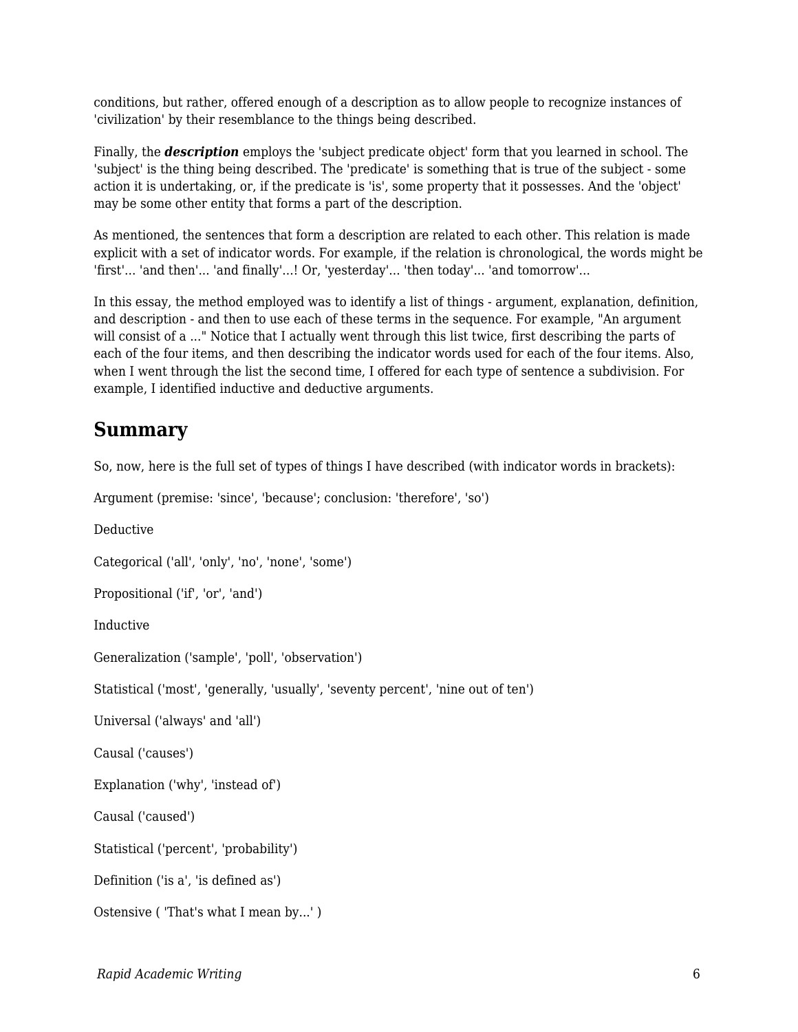conditions, but rather, offered enough of a description as to allow people to recognize instances of 'civilization' by their resemblance to the things being described.

Finally, the ***description*** employs the 'subject predicate object' form that you learned in school. The 'subject' is the thing being described. The 'predicate' is something that is true of the subject - some action it is undertaking, or, if the predicate is 'is', some property that it possesses. And the 'object' may be some other entity that forms a part of the description.

As mentioned, the sentences that form a description are related to each other. This relation is made explicit with a set of indicator words. For example, if the relation is chronological, the words might be 'first'... 'and then'... 'and finally'...! Or, 'yesterday'... 'then today'... 'and tomorrow'...

In this essay, the method employed was to identify a list of things - argument, explanation, definition, and description - and then to use each of these terms in the sequence. For example, "An argument will consist of a ..." Notice that I actually went through this list twice, first describing the parts of each of the four items, and then describing the indicator words used for each of the four items. Also, when I went through the list the second time, I offered for each type of sentence a subdivision. For example, I identified inductive and deductive arguments.

## Summary

So, now, here is the full set of types of things I have described (with indicator words in brackets):

Argument (premise: 'since', 'because'; conclusion: 'therefore', 'so')

Deductive

Categorical ('all', 'only', 'no', 'none', 'some')

Propositional ('if', 'or', 'and')

Inductive

Generalization ('sample', 'poll', 'observation')

Statistical ('most', 'generally, 'usually', 'seventy percent', 'nine out of ten')

Universal ('always' and 'all')

Causal ('causes')

Explanation ('why', 'instead of')

Causal ('caused')

Statistical ('percent', 'probability')

Definition ('is a', 'is defined as')

Ostensive ( 'That's what I mean by...' )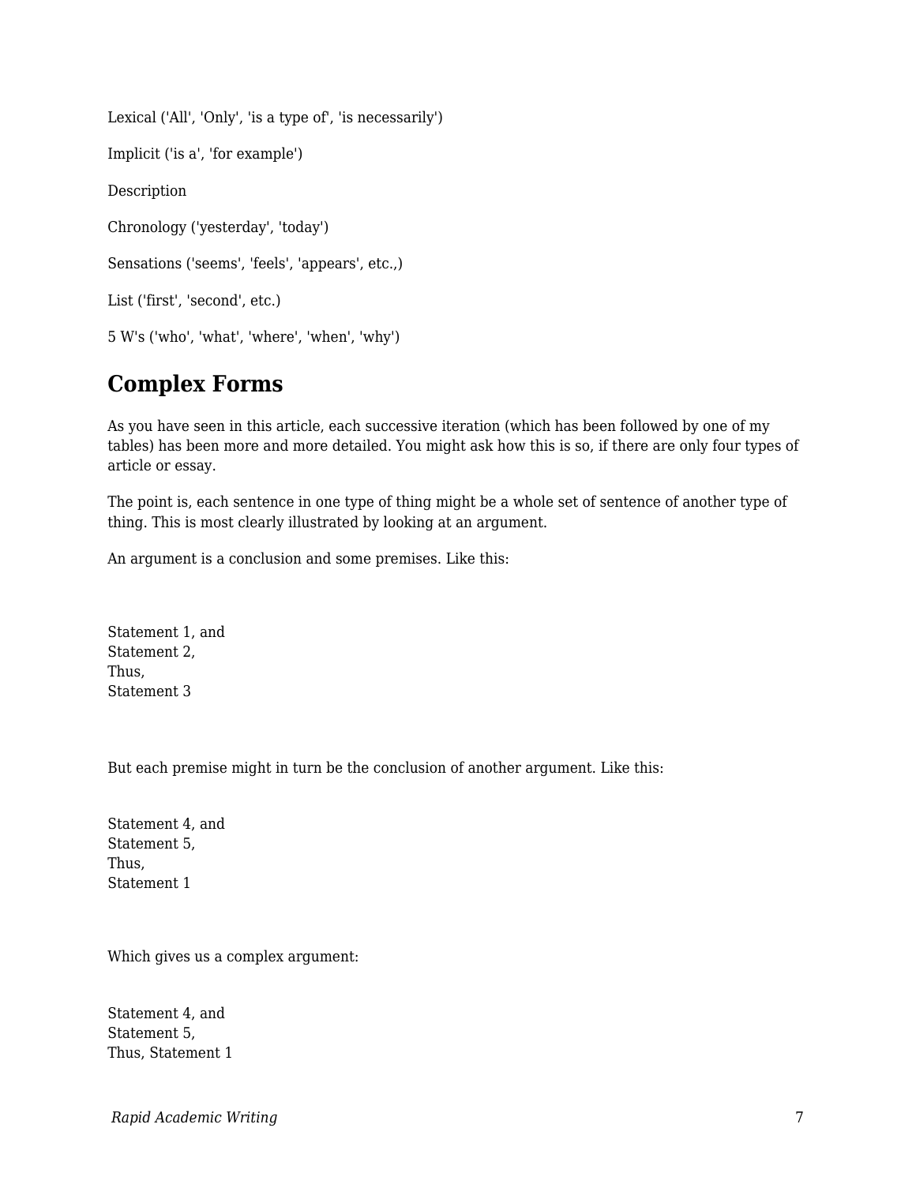Lexical ('All', 'Only', 'is a type of', 'is necessarily')

Implicit ('is a', 'for example')

Description

Chronology ('yesterday', 'today')

Sensations ('seems', 'feels', 'appears', etc.,)

List ('first', 'second', etc.)

5 W's ('who', 'what', 'where', 'when', 'why')

## Complex Forms

As you have seen in this article, each successive iteration (which has been followed by one of my tables) has been more and more detailed. You might ask how this is so, if there are only four types of article or essay.

The point is, each sentence in one type of thing might be a whole set of sentence of another type of thing. This is most clearly illustrated by looking at an argument.

An argument is a conclusion and some premises. Like this:

Statement 1, and  
Statement 2,  
Thus,  
Statement 3

But each premise might in turn be the conclusion of another argument. Like this:

Statement 4, and  
Statement 5,  
Thus,  
Statement 1

Which gives us a complex argument:

Statement 4, and  
Statement 5,  
Thus, Statement 1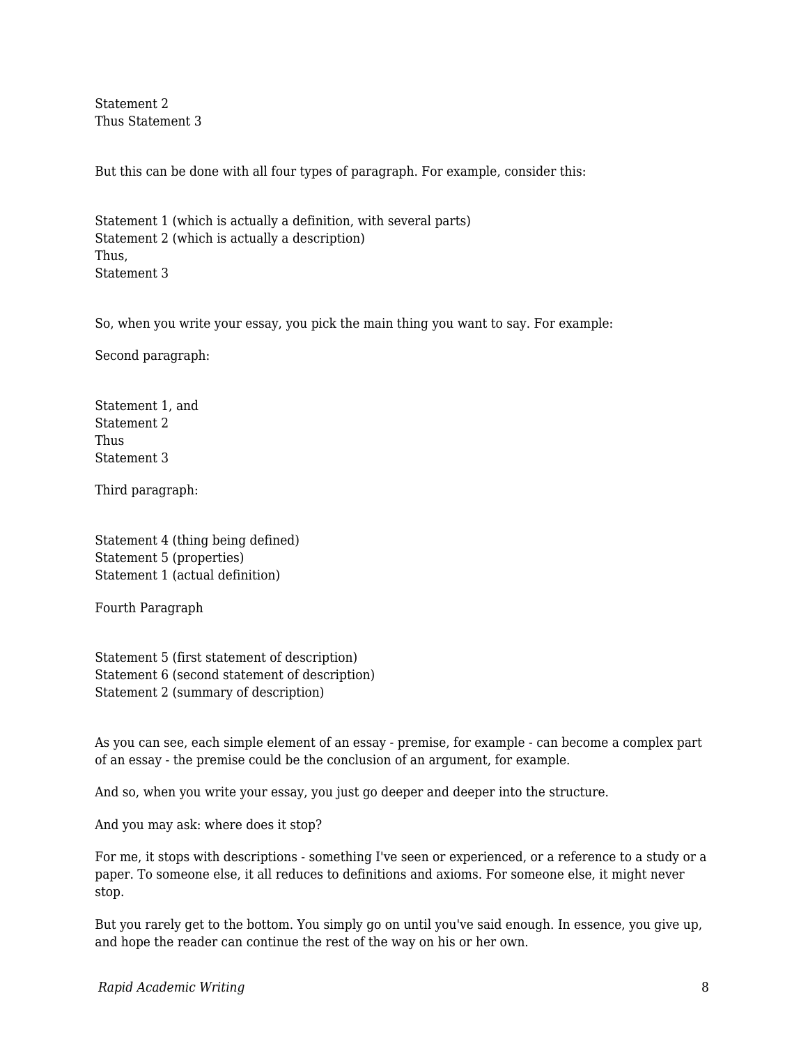Statement 2  
Thus Statement 3

But this can be done with all four types of paragraph. For example, consider this:

Statement 1 (which is actually a definition, with several parts)  
Statement 2 (which is actually a description)  
Thus,  
Statement 3

So, when you write your essay, you pick the main thing you want to say. For example:

Second paragraph:

Statement 1, and  
Statement 2  
Thus  
Statement 3

Third paragraph:

Statement 4 (thing being defined)  
Statement 5 (properties)  
Statement 1 (actual definition)

Fourth Paragraph

Statement 5 (first statement of description)  
Statement 6 (second statement of description)  
Statement 2 (summary of description)

As you can see, each simple element of an essay - premise, for example - can become a complex part of an essay - the premise could be the conclusion of an argument, for example.

And so, when you write your essay, you just go deeper and deeper into the structure.

And you may ask: where does it stop?

For me, it stops with descriptions - something I've seen or experienced, or a reference to a study or a paper. To someone else, it all reduces to definitions and axioms. For someone else, it might never stop.

But you rarely get to the bottom. You simply go on until you've said enough. In essence, you give up, and hope the reader can continue the rest of the way on his or her own.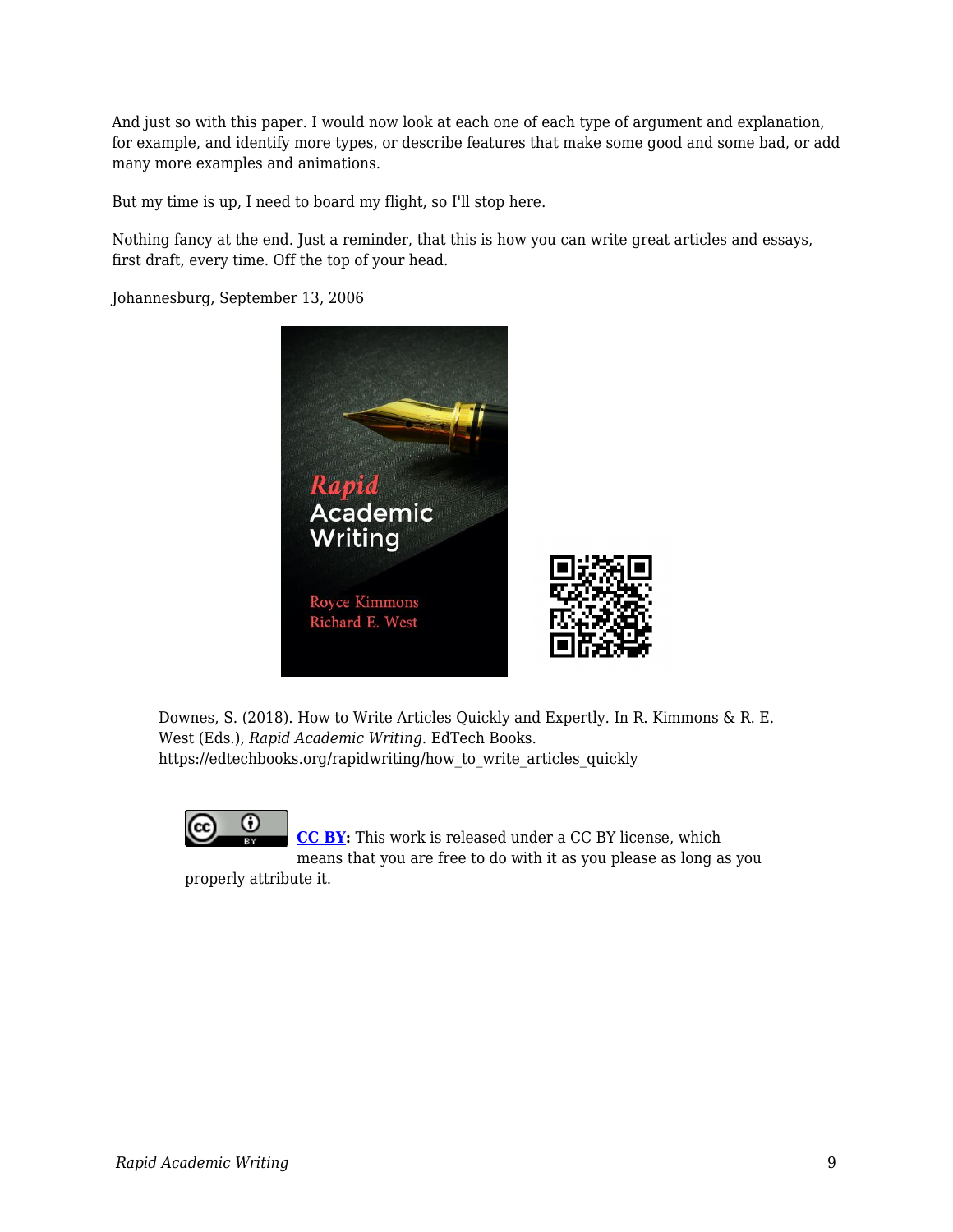And just so with this paper. I would now look at each one of each type of argument and explanation, for example, and identify more types, or describe features that make some good and some bad, or add many more examples and animations.

But my time is up, I need to board my flight, so I'll stop here.

Nothing fancy at the end. Just a reminder, that this is how you can write great articles and essays, first draft, every time. Off the top of your head.

Johannesburg, September 13, 2006

Downes, S. (2018). How to Write Articles Quickly and Expertly. In R. Kimmons & R. E. West (Eds.), *Rapid Academic Writing*. EdTech Books. https://edtechbooks.org/rapidwriting/how_to_write_articles_quickly

**CC BY:** This work is released under a CC BY license, which means that you are free to do with it as you please as long as you properly attribute it.